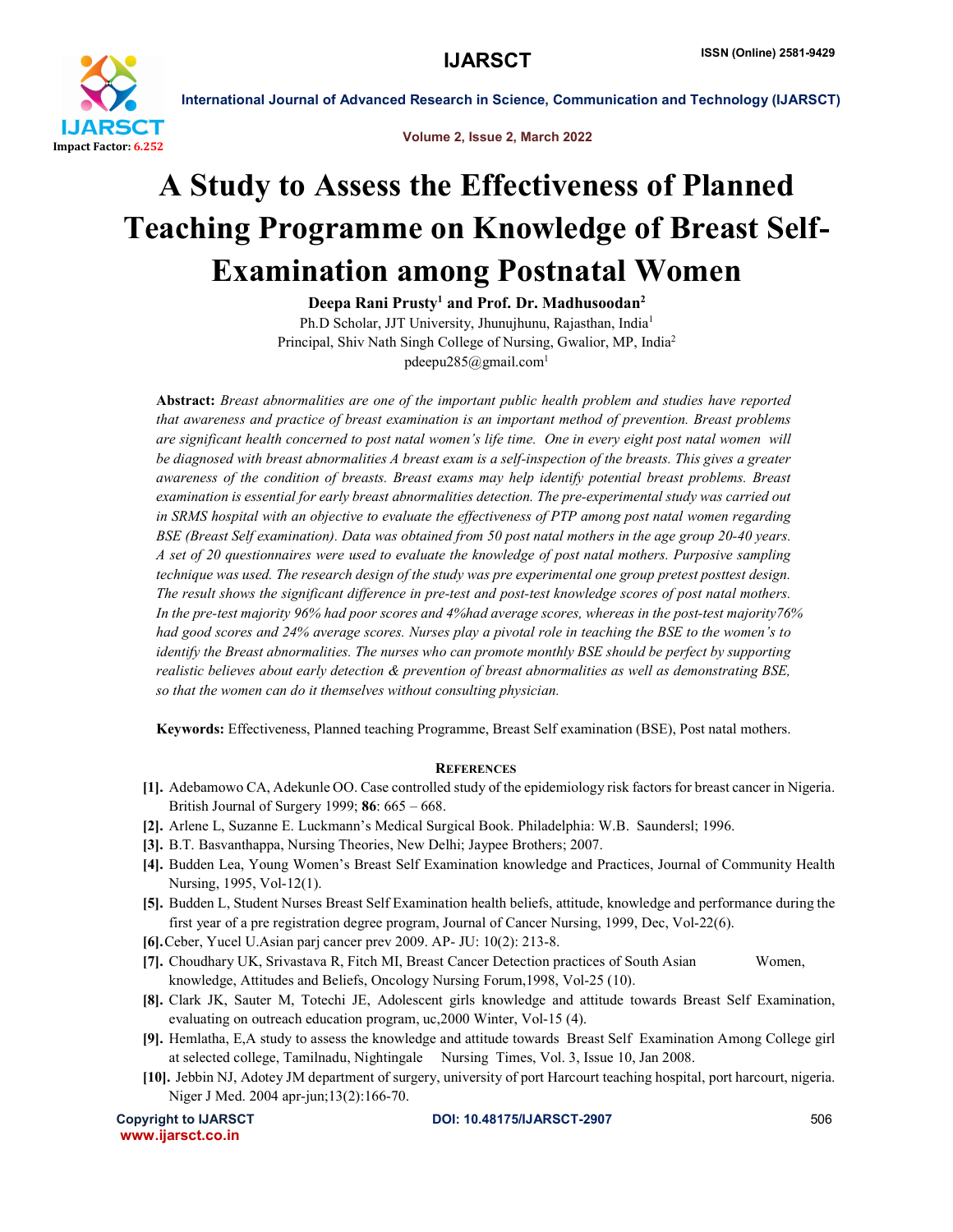# A Study to Assess the Effectiveness of Planned Teaching Programme on Knowledge of Breast Self-Examination among Postnatal Women

**Deepa Rani Prusty[1] and Prof. Dr. Madhusoodan[2]**

Ph.D Scholar, JJT University, Jhunujhunu, Rajasthan, India[1]

Principal, Shiv Nath Singh College of Nursing, Gwalior, MP, India[2]

pdeepu285@gmail.com[1]

**Abstract:** *Breast abnormalities are one of the important public health problem and studies have reported that awareness and practice of breast examination is an important method of prevention. Breast problems are significant health concerned to post natal women's life time. One in every eight post natal women will be diagnosed with breast abnormalities A breast exam is a self-inspection of the breasts. This gives a greater awareness of the condition of breasts. Breast exams may help identify potential breast problems. Breast examination is essential for early breast abnormalities detection. The pre-experimental study was carried out in SRMS hospital with an objective to evaluate the effectiveness of PTP among post natal women regarding BSE (Breast Self examination). Data was obtained from 50 post natal mothers in the age group 20-40 years. A set of 20 questionnaires were used to evaluate the knowledge of post natal mothers. Purposive sampling technique was used. The research design of the study was pre experimental one group pretest posttest design. The result shows the significant difference in pre-test and post-test knowledge scores of post natal mothers. In the pre-test majority 96% had poor scores and 4%had average scores, whereas in the post-test majority76% had good scores and 24% average scores. Nurses play a pivotal role in teaching the BSE to the women's to identify the Breast abnormalities. The nurses who can promote monthly BSE should be perfect by supporting realistic believes about early detection & prevention of breast abnormalities as well as demonstrating BSE, so that the women can do it themselves without consulting physician.*

**Keywords:** Effectiveness, Planned teaching Programme, Breast Self examination (BSE), Post natal mothers.

## References

[1]. Adebamowo CA, Adekunle OO. Case controlled study of the epidemiology risk factors for breast cancer in Nigeria. British Journal of Surgery 1999; **86**: 665 – 668.

[2]. Arlene L, Suzanne E. Luckmann's Medical Surgical Book. Philadelphia: W.B. Saundersl; 1996.

[3]. B.T. Basvanthappa, Nursing Theories, New Delhi; Jaypee Brothers; 2007.

[4]. Budden Lea, Young Women's Breast Self Examination knowledge and Practices, Journal of Community Health Nursing, 1995, Vol-12(1).

[5]. Budden L, Student Nurses Breast Self Examination health beliefs, attitude, knowledge and performance during the first year of a pre registration degree program, Journal of Cancer Nursing, 1999, Dec, Vol-22(6).

[6]. Ceber, Yucel U.Asian parj cancer prev 2009. AP- JU: 10(2): 213-8.

[7]. Choudhary UK, Srivastava R, Fitch MI, Breast Cancer Detection practices of South Asian Women, knowledge, Attitudes and Beliefs, Oncology Nursing Forum,1998, Vol-25 (10).

[8]. Clark JK, Sauter M, Totechi JE, Adolescent girls knowledge and attitude towards Breast Self Examination, evaluating on outreach education program, uc,2000 Winter, Vol-15 (4).

[9]. Hemlatha, E,A study to assess the knowledge and attitude towards Breast Self Examination Among College girl at selected college, Tamilnadu, Nightingale Nursing Times, Vol. 3, Issue 10, Jan 2008.

[10]. Jebbin NJ, Adotey JM department of surgery, university of port Harcourt teaching hospital, port harcourt, nigeria. Niger J Med. 2004 apr-jun;13(2):166-70.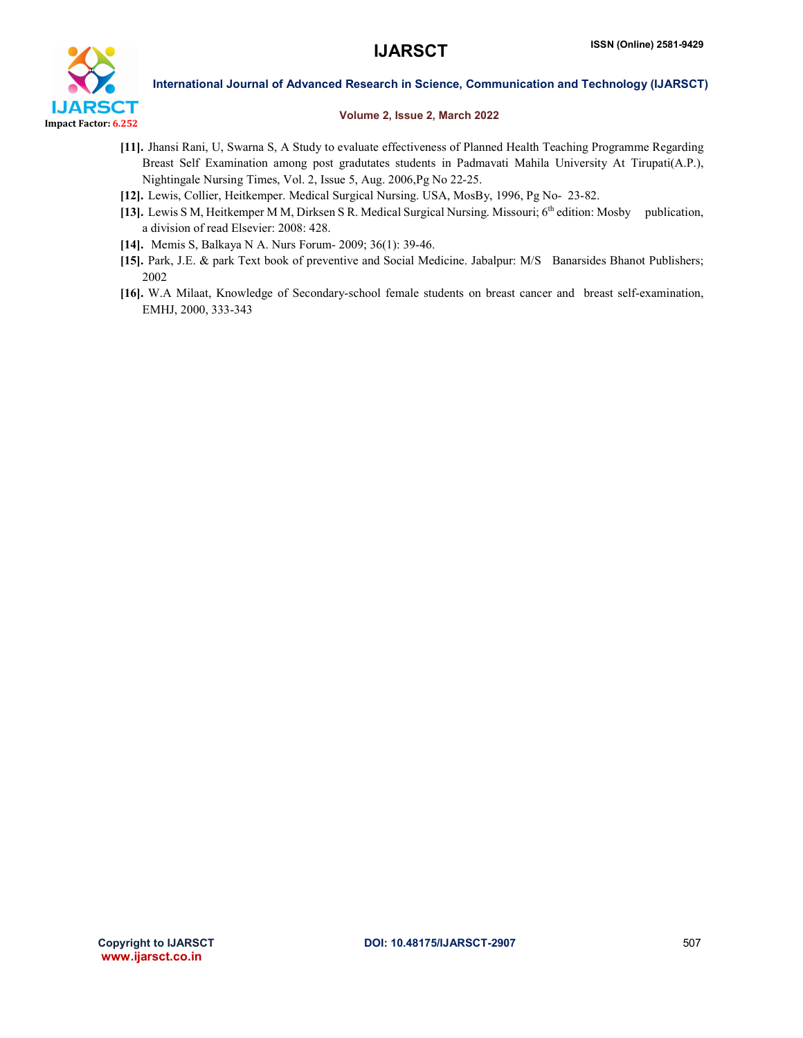**[11].** Jhansi Rani, U, Swarna S, A Study to evaluate effectiveness of Planned Health Teaching Programme Regarding Breast Self Examination among post gradutates students in Padmavati Mahila University At Tirupati(A.P.), Nightingale Nursing Times, Vol. 2, Issue 5, Aug. 2006,Pg No 22-25.

**[12].** Lewis, Collier, Heitkemper. Medical Surgical Nursing. USA, MosBy, 1996, Pg No- 23-82.

**[13].** Lewis S M, Heitkemper M M, Dirksen S R. Medical Surgical Nursing. Missouri; 6th edition: Mosby publication, a division of read Elsevier: 2008: 428.

**[14].** Memis S, Balkaya N A. Nurs Forum- 2009; 36(1): 39-46.

**[15].** Park, J.E. & park Text book of preventive and Social Medicine. Jabalpur: M/S Banarsides Bhanot Publishers; 2002

**[16].** W.A Milaat, Knowledge of Secondary-school female students on breast cancer and breast self-examination, EMHJ, 2000, 333-343